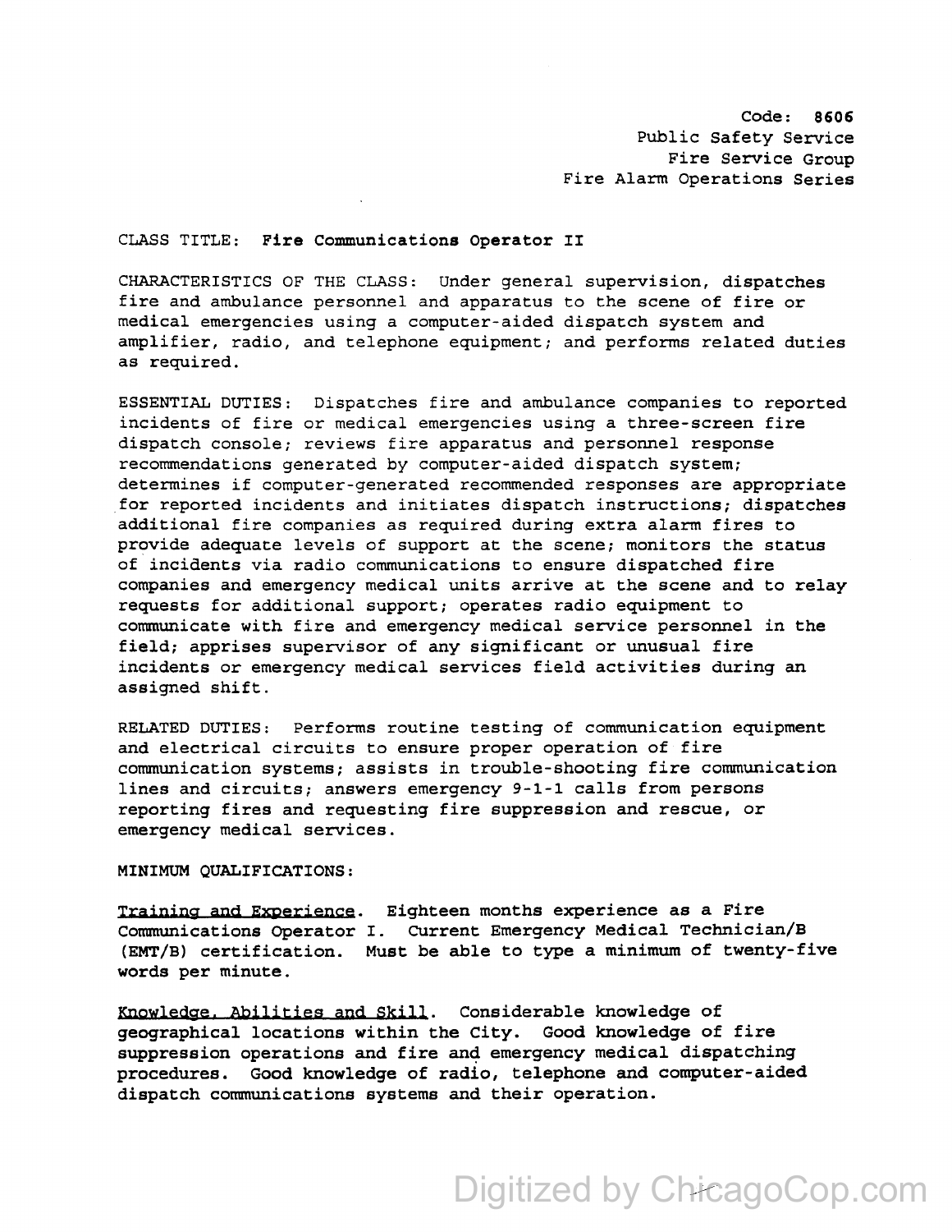Code: **8606**
Public Safety Service
Fire Service Group
Fire Alarm Operations Series

CLASS TITLE: **Fire Communications Operator II**

CHARACTERISTICS OF THE CLASS: Under general supervision, dispatches fire and ambulance personnel and apparatus to the scene of fire or medical emergencies using a computer-aided dispatch system and amplifier, radio, and telephone equipment; and performs related duties as required.

ESSENTIAL DUTIES: Dispatches fire and ambulance companies to reported incidents of fire or medical emergencies using a three-screen fire dispatch console; reviews fire apparatus and personnel response recommendations generated by computer-aided dispatch system; determines if computer-generated recommended responses are appropriate for reported incidents and initiates dispatch instructions; dispatches additional fire companies as required during extra alarm fires to provide adequate levels of support at the scene; monitors the status of incidents via radio communications to ensure dispatched fire companies and emergency medical units arrive at the scene and to relay requests for additional support; operates radio equipment to communicate with fire and emergency medical service personnel in the field; apprises supervisor of any significant or unusual fire incidents or emergency medical services field activities during an assigned shift.

RELATED DUTIES: Performs routine testing of communication equipment and electrical circuits to ensure proper operation of fire communication systems; assists in trouble-shooting fire communication lines and circuits; answers emergency 9-1-1 calls from persons reporting fires and requesting fire suppression and rescue, or emergency medical services.

MINIMUM QUALIFICATIONS:

Training and Experience. Eighteen months experience as a Fire Communications Operator I. Current Emergency Medical Technician/B (EMT/B) certification. Must be able to type a minimum of twenty-five words per minute.

Knowledge, Abilities and Skill. Considerable knowledge of geographical locations within the City. Good knowledge of fire suppression operations and fire and emergency medical dispatching procedures. Good knowledge of radio, telephone and computer-aided dispatch communications systems and their operation.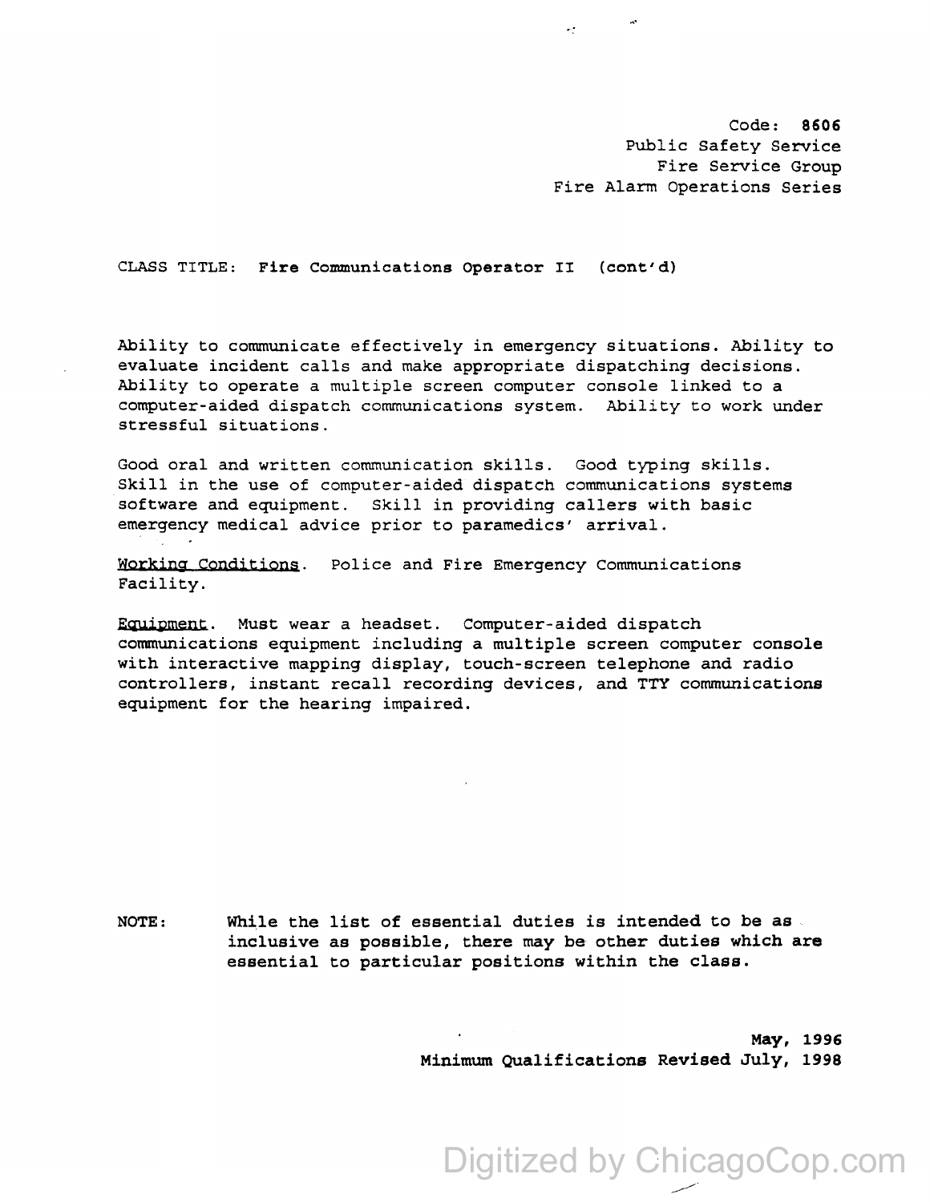Code: **8606**
Public Safety Service
Fire Service Group
Fire Alarm Operations Series

CLASS TITLE: **Fire Communications Operator II (cont'd)**

Ability to communicate effectively in emergency situations. Ability to evaluate incident calls and make appropriate dispatching decisions. Ability to operate a multiple screen computer console linked to a computer-aided dispatch communications system. Ability to work under stressful situations.

Good oral and written communication skills. Good typing skills. Skill in the use of computer-aided dispatch communications systems software and equipment. Skill in providing callers with basic emergency medical advice prior to paramedics' arrival.

Working Conditions. Police and Fire Emergency Communications Facility.

Equipment. Must wear a headset. Computer-aided dispatch communications equipment including a multiple screen computer console with interactive mapping display, touch-screen telephone and radio controllers, instant recall recording devices, and TTY communications equipment for the hearing impaired.

**NOTE:** **While the list of essential duties is intended to be as inclusive as possible, there may be other duties which are essential to particular positions within the class.**

**May, 1996**
**Minimum Qualifications Revised July, 1998**